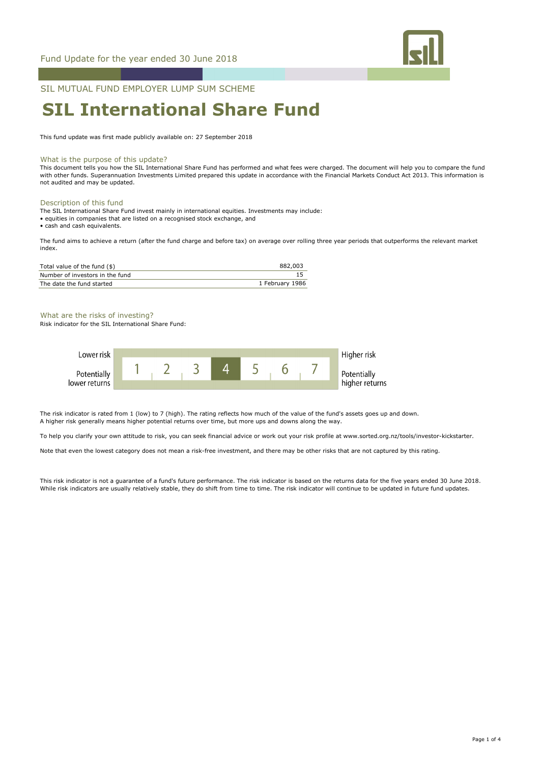Fund Update for the year ended 30 June 2018

SIL MUTUAL FUND EMPLOYER LUMP SUM SCHEME

# SIL International Share Fund

This fund update was first made publicly available on: 27 September 2018

## What is the purpose of this update?

This document tells you how the SIL International Share Fund has performed and what fees were charged. The document will help you to compare the fund with other funds. Superannuation Investments Limited prepared this update in accordance with the Financial Markets Conduct Act 2013. This information is not audited and may be updated.

## Description of this fund

The SIL International Share Fund invest mainly in international equities. Investments may include:

- equities in companies that are listed on a recognised stock exchange, and
- cash and cash equivalents.

The fund aims to achieve a return (after the fund charge and before tax) on average over rolling three year periods that outperforms the relevant market index.

| | |
|---|---|
| Total value of the fund ($) | 882,003 |
| Number of investors in the fund | 15 |
| The date the fund started | 1 February 1986 |

## What are the risks of investing?

Risk indicator for the SIL International Share Fund:

| Lower risk / Potentially lower returns | 1 | 2 | 3 | **4** | 5 | 6 | 7 | Higher risk / Potentially higher returns |
|---|---|---|---|---|---|---|---|---|

The risk indicator is rated from 1 (low) to 7 (high). The rating reflects how much of the value of the fund's assets goes up and down. A higher risk generally means higher potential returns over time, but more ups and downs along the way.

To help you clarify your own attitude to risk, you can seek financial advice or work out your risk profile at www.sorted.org.nz/tools/investor-kickstarter.

Note that even the lowest category does not mean a risk-free investment, and there may be other risks that are not captured by this rating.

This risk indicator is not a guarantee of a fund's future performance. The risk indicator is based on the returns data for the five years ended 30 June 2018. While risk indicators are usually relatively stable, they do shift from time to time. The risk indicator will continue to be updated in future fund updates.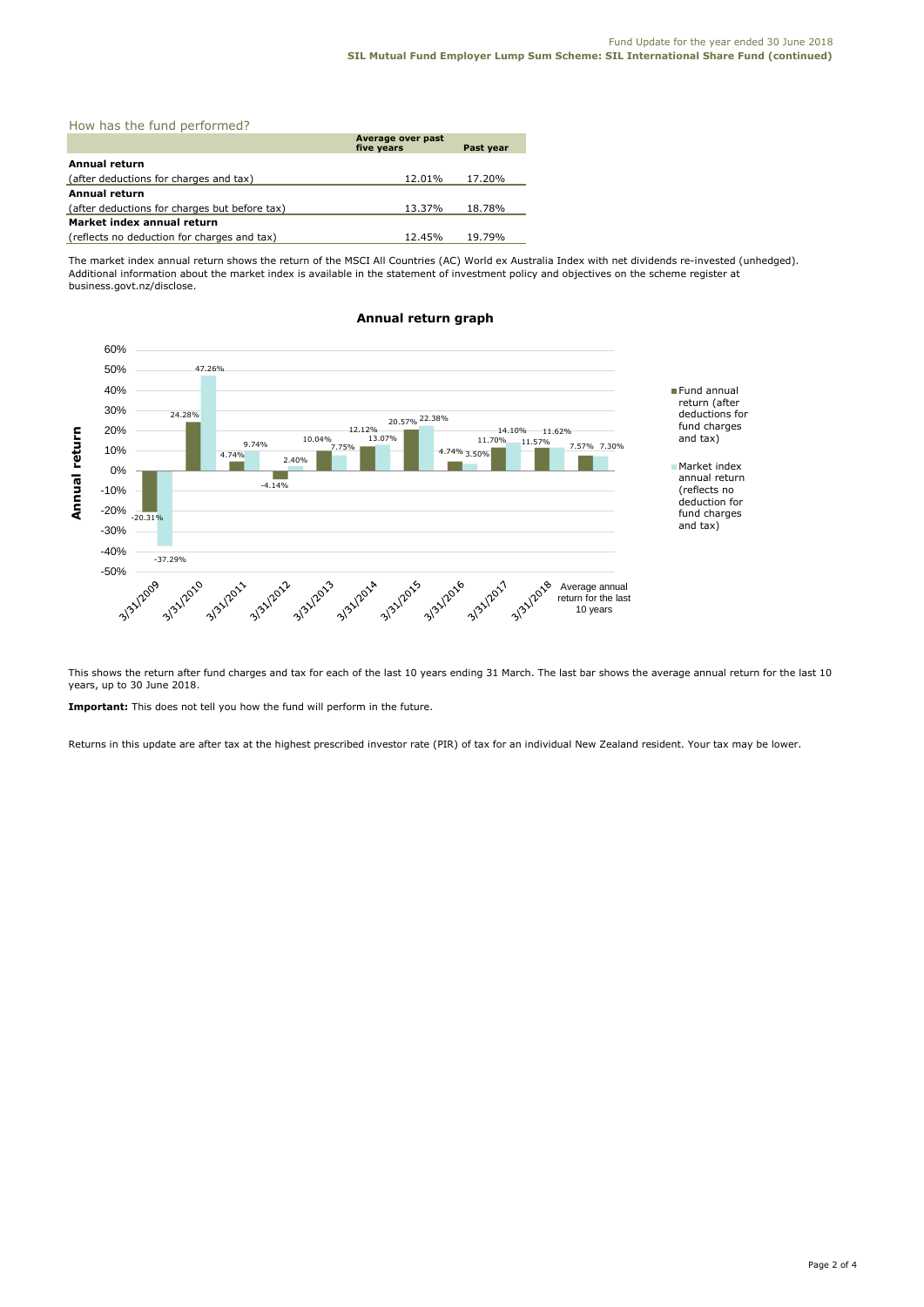## How has the fund performed?

| | Average over past five years | Past year |
|---|---|---|
| **Annual return** | | |
| (after deductions for charges and tax) | 12.01% | 17.20% |
| **Annual return** | | |
| (after deductions for charges but before tax) | 13.37% | 18.78% |
| **Market index annual return** | | |
| (reflects no deduction for charges and tax) | 12.45% | 19.79% |

The market index annual return shows the return of the MSCI All Countries (AC) World ex Australia Index with net dividends re-invested (unhedged). Additional information about the market index is available in the statement of investment policy and objectives on the scheme register at business.govt.nz/disclose.

### Annual return graph

| Year | Fund annual return (after deductions for fund charges and tax) | Market index annual return (reflects no deduction for fund charges and tax) |
|---|---|---|
| 3/31/2009 | -20.31% | -37.29% |
| 3/31/2010 | 24.28% | 47.26% |
| 3/31/2011 | 4.74% | 9.74% |
| 3/31/2012 | -4.14% | 2.40% |
| 3/31/2013 | 10.04% | 7.75% |
| 3/31/2014 | 12.12% | 13.07% |
| 3/31/2015 | 20.57% | 22.38% |
| 3/31/2016 | 4.74% | 3.50% |
| 3/31/2017 | 11.70% | 14.10% |
| 3/31/2018 | 11.57% | 11.62% |
| Average annual return for the last 10 years | 7.57% | 7.30% |

This shows the return after fund charges and tax for each of the last 10 years ending 31 March. The last bar shows the average annual return for the last 10 years, up to 30 June 2018.

**Important:** This does not tell you how the fund will perform in the future.

Returns in this update are after tax at the highest prescribed investor rate (PIR) of tax for an individual New Zealand resident. Your tax may be lower.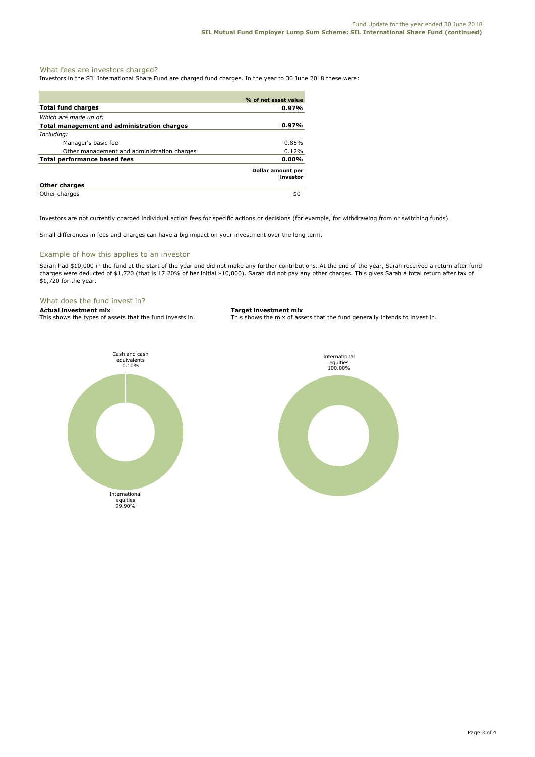## What fees are investors charged?

Investors in the SIL International Share Fund are charged fund charges. In the year to 30 June 2018 these were:

| | % of net asset value |
|---|---|
| **Total fund charges** | **0.97%** |
| *Which are made up of:* | |
| **Total management and administration charges** | **0.97%** |
| *Including:* | |
| Manager's basic fee | 0.85% |
| Other management and administration charges | 0.12% |
| **Total performance based fees** | **0.00%** |
| | **Dollar amount per investor** |
| **Other charges** | |
| Other charges | $0 |

Investors are not currently charged individual action fees for specific actions or decisions (for example, for withdrawing from or switching funds).

Small differences in fees and charges can have a big impact on your investment over the long term.

## Example of how this applies to an investor

Sarah had $10,000 in the fund at the start of the year and did not make any further contributions. At the end of the year, Sarah received a return after fund charges were deducted of $1,720 (that is 17.20% of her initial $10,000). Sarah did not pay any other charges. This gives Sarah a total return after tax of $1,720 for the year.

## What does the fund invest in?

**Actual investment mix**
This shows the types of assets that the fund invests in.

| Asset | % |
|---|---|
| Cash and cash equivalents | 0.10% |
| International equities | 99.90% |

**Target investment mix**
This shows the mix of assets that the fund generally intends to invest in.

| Asset | % |
|---|---|
| International equities | 100.00% |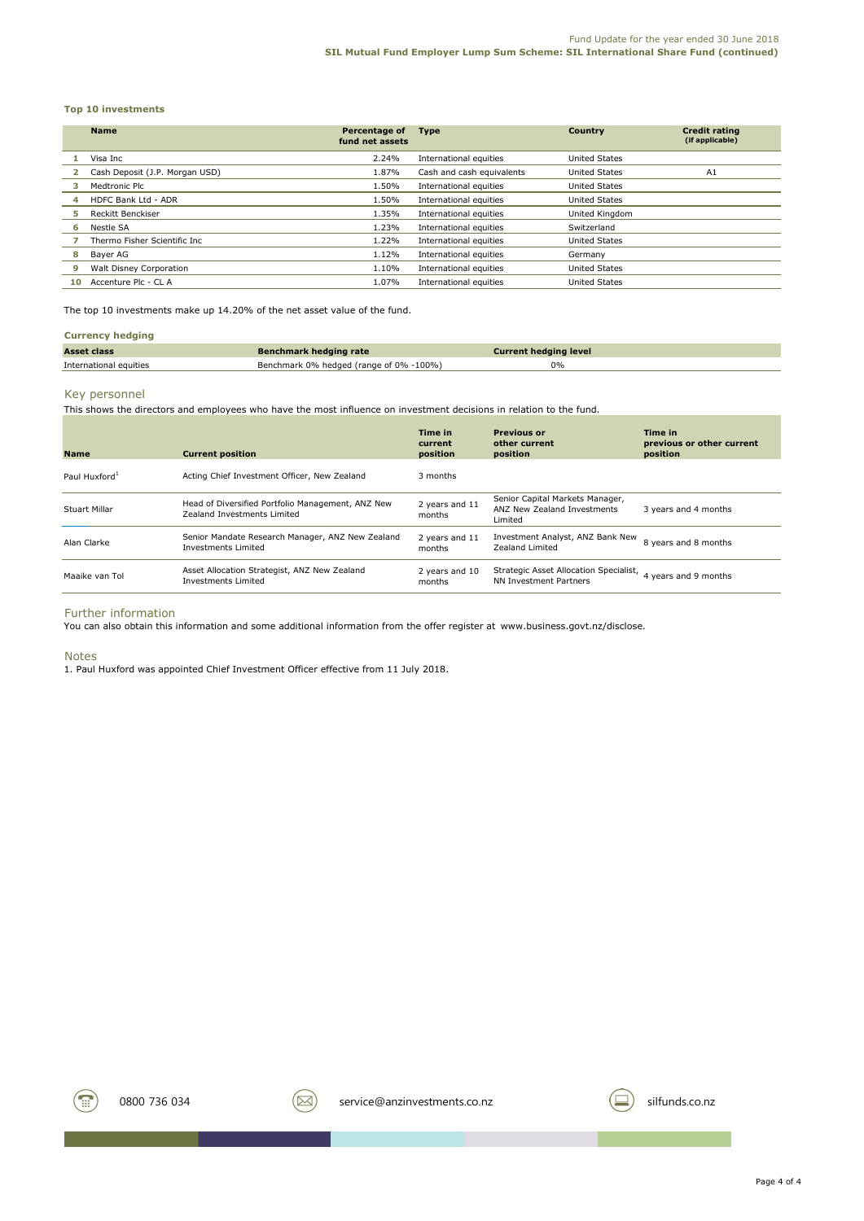### Top 10 investments

| | Name | Percentage of fund net assets | Type | Country | Credit rating (if applicable) |
|---|---|---|---|---|---|
| 1 | Visa Inc | 2.24% | International equities | United States | |
| 2 | Cash Deposit (J.P. Morgan USD) | 1.87% | Cash and cash equivalents | United States | A1 |
| 3 | Medtronic Plc | 1.50% | International equities | United States | |
| 4 | HDFC Bank Ltd - ADR | 1.50% | International equities | United States | |
| 5 | Reckitt Benckiser | 1.35% | International equities | United Kingdom | |
| 6 | Nestle SA | 1.23% | International equities | Switzerland | |
| 7 | Thermo Fisher Scientific Inc | 1.22% | International equities | United States | |
| 8 | Bayer AG | 1.12% | International equities | Germany | |
| 9 | Walt Disney Corporation | 1.10% | International equities | United States | |
| 10 | Accenture Plc - CL A | 1.07% | International equities | United States | |

The top 10 investments make up 14.20% of the net asset value of the fund.

### Currency hedging

| Asset class | Benchmark hedging rate | Current hedging level |
|---|---|---|
| International equities | Benchmark 0% hedged (range of 0% -100%) | 0% |

## Key personnel

This shows the directors and employees who have the most influence on investment decisions in relation to the fund.

| Name | Current position | Time in current position | Previous or other current position | Time in previous or other current position |
|---|---|---|---|---|
| Paul Huxford[1] | Acting Chief Investment Officer, New Zealand | 3 months | | |
| Stuart Millar | Head of Diversified Portfolio Management, ANZ New Zealand Investments Limited | 2 years and 11 months | Senior Capital Markets Manager, ANZ New Zealand Investments Limited | 3 years and 4 months |
| Alan Clarke | Senior Mandate Research Manager, ANZ New Zealand Investments Limited | 2 years and 11 months | Investment Analyst, ANZ Bank New Zealand Limited | 8 years and 8 months |
| Maaike van Tol | Asset Allocation Strategist, ANZ New Zealand Investments Limited | 2 years and 10 months | Strategic Asset Allocation Specialist, NN Investment Partners | 4 years and 9 months |

## Further information

You can also obtain this information and some additional information from the offer register at www.business.govt.nz/disclose.

## Notes

1. Paul Huxford was appointed Chief Investment Officer effective from 11 July 2018.

0800 736 034 service@anzinvestments.co.nz silfunds.co.nz